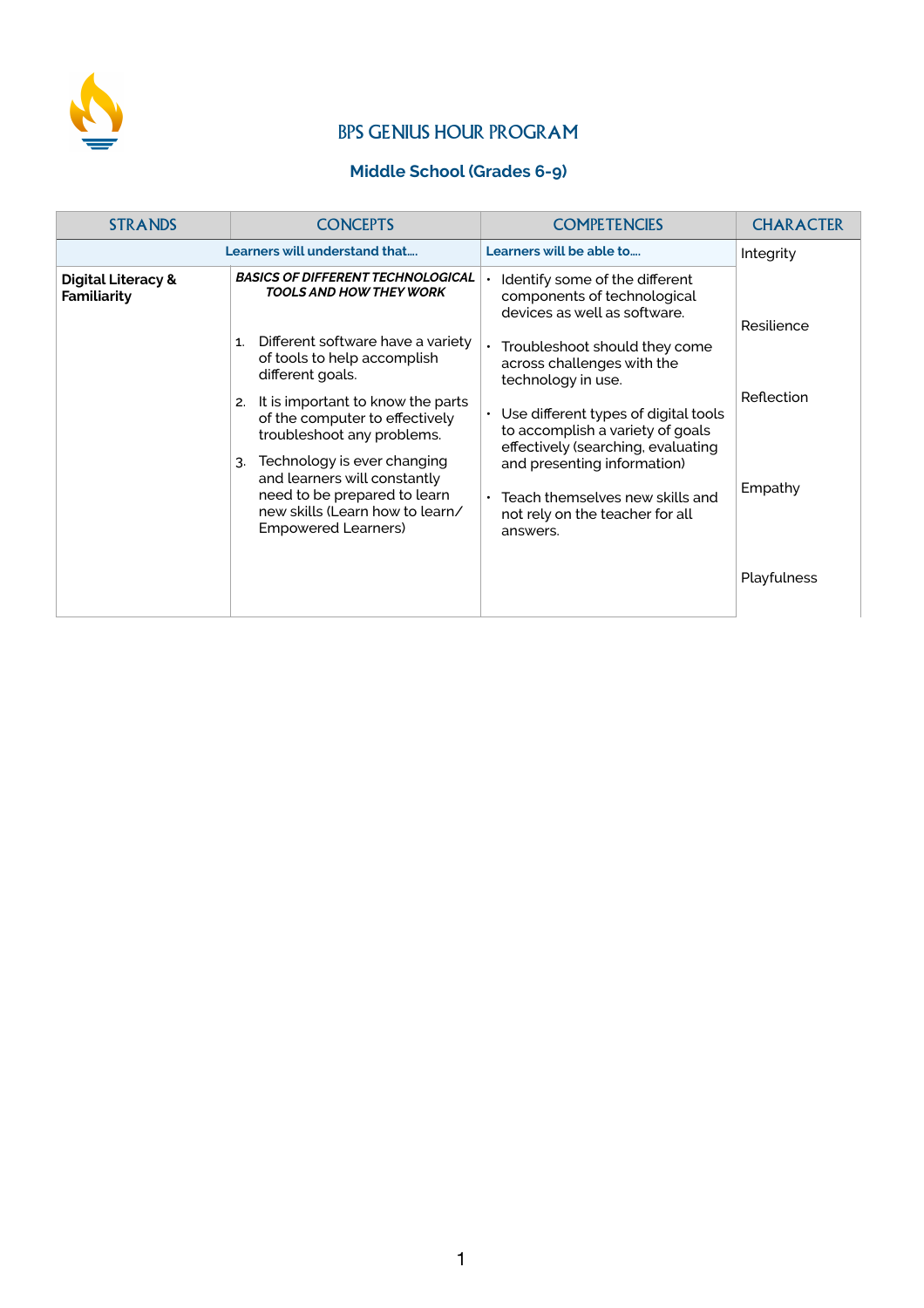# BPS GENIUS HOUR PROGRAM

## Middle School (Grades 6-9)

| STRANDS | CONCEPTS | COMPETENCIES | CHARACTER |
|---|---|---|---|
| | Learners will understand that…. | Learners will be able to…. | Integrity<br><br>Resilience<br><br>Reflection<br><br>Empathy<br><br>Playfulness |
| **Digital Literacy & Familiarity** | ***BASICS OF DIFFERENT TECHNOLOGICAL TOOLS AND HOW THEY WORK***<br><br>1. Different software have a variety of tools to help accomplish different goals.<br>2. It is important to know the parts of the computer to effectively troubleshoot any problems.<br>3. Technology is ever changing and learners will constantly need to be prepared to learn new skills (Learn how to learn/ Empowered Learners) | • Identify some of the different components of technological devices as well as software.<br>• Troubleshoot should they come across challenges with the technology in use.<br>• Use different types of digital tools to accomplish a variety of goals effectively (searching, evaluating and presenting information)<br>• Teach themselves new skills and not rely on the teacher for all answers. | |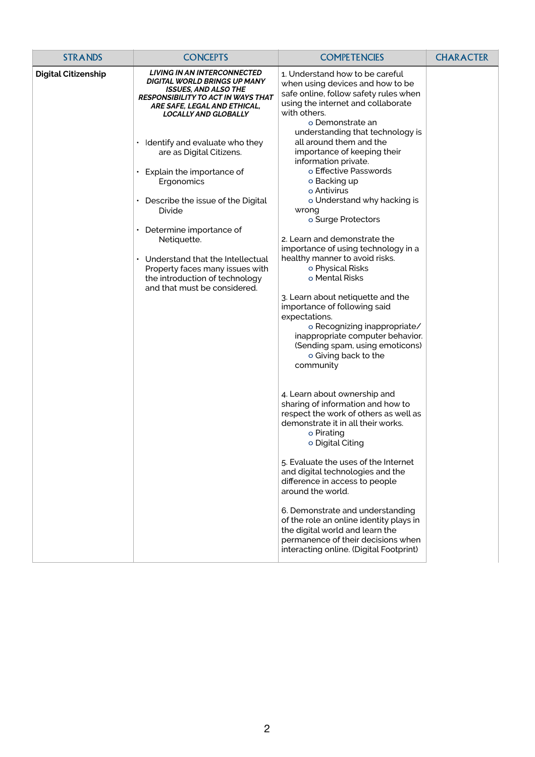| STRANDS | CONCEPTS | COMPETENCIES | CHARACTER |
|---|---|---|---|
| **Digital Citizenship** | ***LIVING IN AN INTERCONNECTED DIGITAL WORLD BRINGS UP MANY ISSUES, AND ALSO THE RESPONSIBILITY TO ACT IN WAYS THAT ARE SAFE, LEGAL AND ETHICAL, LOCALLY AND GLOBALLY***<br><br>• Identify and evaluate who they are as Digital Citizens.<br><br>• Explain the importance of Ergonomics<br><br>• Describe the issue of the Digital Divide<br><br>• Determine importance of Netiquette.<br><br>• Understand that the Intellectual Property faces many issues with the introduction of technology and that must be considered. | 1. Understand how to be careful when using devices and how to be safe online, follow safety rules when using the internet and collaborate with others.<br>o Demonstrate an understanding that technology is all around them and the importance of keeping their information private.<br>o Effective Passwords<br>o Backing up<br>o Antivirus<br>o Understand why hacking is wrong<br>o Surge Protectors<br><br>2. Learn and demonstrate the importance of using technology in a healthy manner to avoid risks.<br>o Physical Risks<br>o Mental Risks<br><br>3. Learn about netiquette and the importance of following said expectations.<br>o Recognizing inappropriate/ inappropriate computer behavior. (Sending spam, using emoticons)<br>o Giving back to the community<br><br>4. Learn about ownership and sharing of information and how to respect the work of others as well as demonstrate it in all their works.<br>o Pirating<br>o Digital Citing<br><br>5. Evaluate the uses of the Internet and digital technologies and the difference in access to people around the world.<br><br>6. Demonstrate and understanding of the role an online identity plays in the digital world and learn the permanence of their decisions when interacting online. (Digital Footprint) | |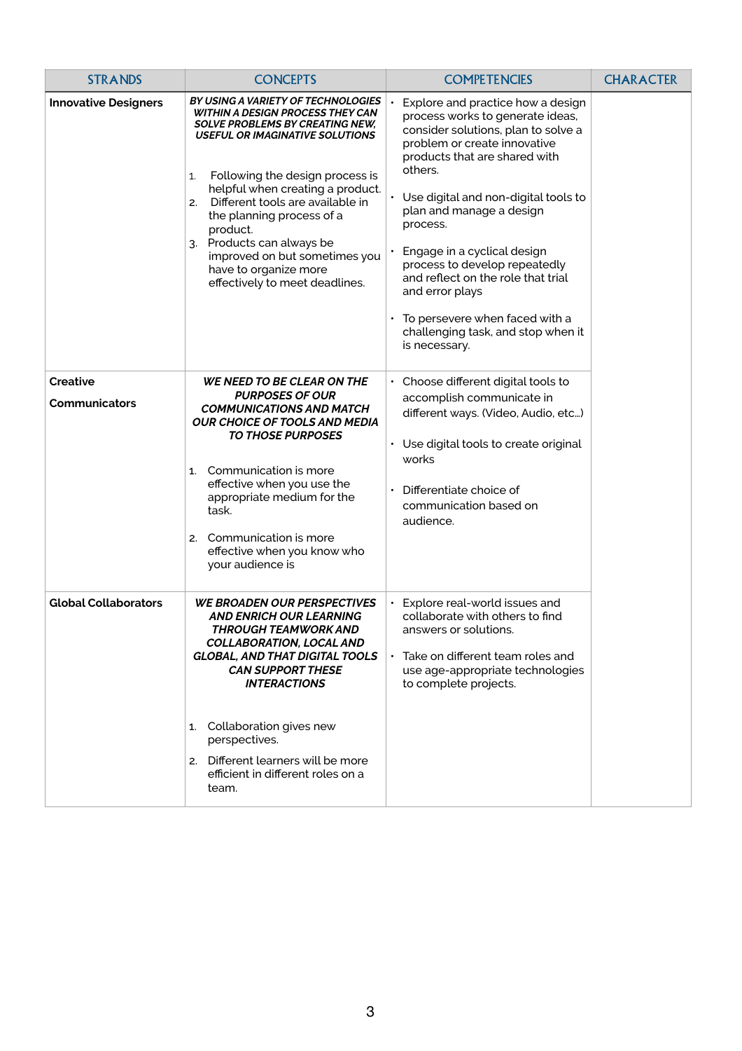| STRANDS | CONCEPTS | COMPETENCIES | CHARACTER |
|---|---|---|---|
| **Innovative Designers** | ***BY USING A VARIETY OF TECHNOLOGIES WITHIN A DESIGN PROCESS THEY CAN SOLVE PROBLEMS BY CREATING NEW, USEFUL OR IMAGINATIVE SOLUTIONS*** <br><br> 1. Following the design process is helpful when creating a product. <br> 2. Different tools are available in the planning process of a product. <br> 3. Products can always be improved on but sometimes you have to organize more effectively to meet deadlines. | • Explore and practice how a design process works to generate ideas, consider solutions, plan to solve a problem or create innovative products that are shared with others. <br><br> • Use digital and non-digital tools to plan and manage a design process. <br><br> • Engage in a cyclical design process to develop repeatedly and reflect on the role that trial and error plays <br><br> • To persevere when faced with a challenging task, and stop when it is necessary. | |
| **Creative Communicators** | ***WE NEED TO BE CLEAR ON THE PURPOSES OF OUR COMMUNICATIONS AND MATCH OUR CHOICE OF TOOLS AND MEDIA TO THOSE PURPOSES*** <br><br> 1. Communication is more effective when you use the appropriate medium for the task. <br><br> 2. Communication is more effective when you know who your audience is | • Choose different digital tools to accomplish communicate in different ways. (Video, Audio, etc…) <br><br> • Use digital tools to create original works <br><br> • Differentiate choice of communication based on audience. | |
| **Global Collaborators** | ***WE BROADEN OUR PERSPECTIVES AND ENRICH OUR LEARNING THROUGH TEAMWORK AND COLLABORATION, LOCAL AND GLOBAL, AND THAT DIGITAL TOOLS CAN SUPPORT THESE INTERACTIONS*** <br><br> 1. Collaboration gives new perspectives. <br><br> 2. Different learners will be more efficient in different roles on a team. | • Explore real-world issues and collaborate with others to find answers or solutions. <br><br> • Take on different team roles and use age-appropriate technologies to complete projects. | |